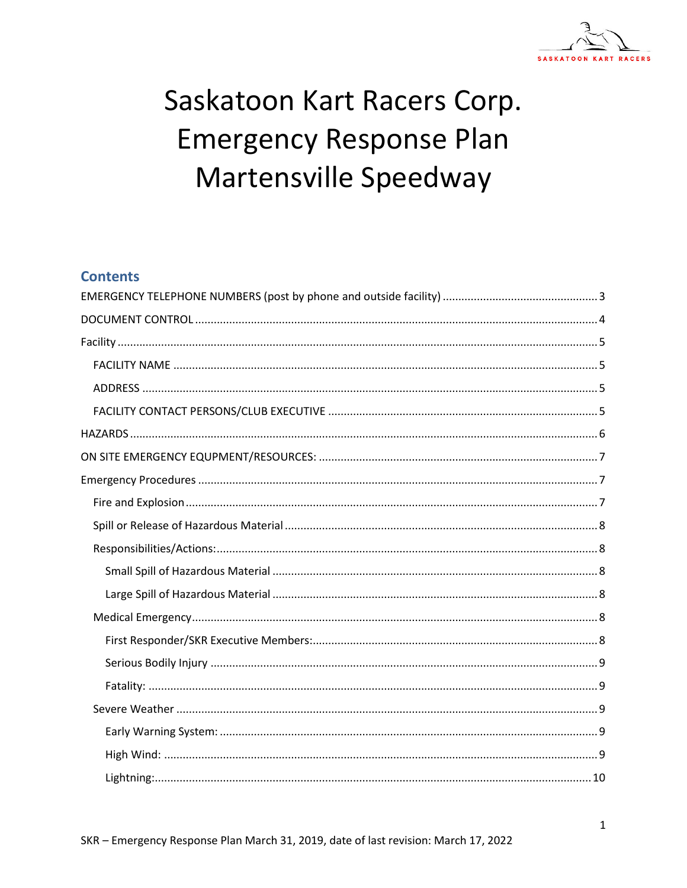# Saskatoon Kart Racers Corp.
# Emergency Response Plan
# Martensville Speedway

## Contents

- EMERGENCY TELEPHONE NUMBERS (post by phone and outside facility) ........ 3
- DOCUMENT CONTROL ........ 4
- Facility ........ 5
  - FACILITY NAME ........ 5
  - ADDRESS ........ 5
  - FACILITY CONTACT PERSONS/CLUB EXECUTIVE ........ 5
- HAZARDS ........ 6
- ON SITE EMERGENCY EQUPMENT/RESOURCES: ........ 7
- Emergency Procedures ........ 7
  - Fire and Explosion ........ 7
  - Spill or Release of Hazardous Material ........ 8
  - Responsibilities/Actions: ........ 8
    - Small Spill of Hazardous Material ........ 8
    - Large Spill of Hazardous Material ........ 8
  - Medical Emergency ........ 8
    - First Responder/SKR Executive Members: ........ 8
    - Serious Bodily Injury ........ 9
    - Fatality: ........ 9
  - Severe Weather ........ 9
    - Early Warning System: ........ 9
    - High Wind: ........ 9
    - Lightning: ........ 10

SKR – Emergency Response Plan March 31, 2019, date of last revision: March 17, 2022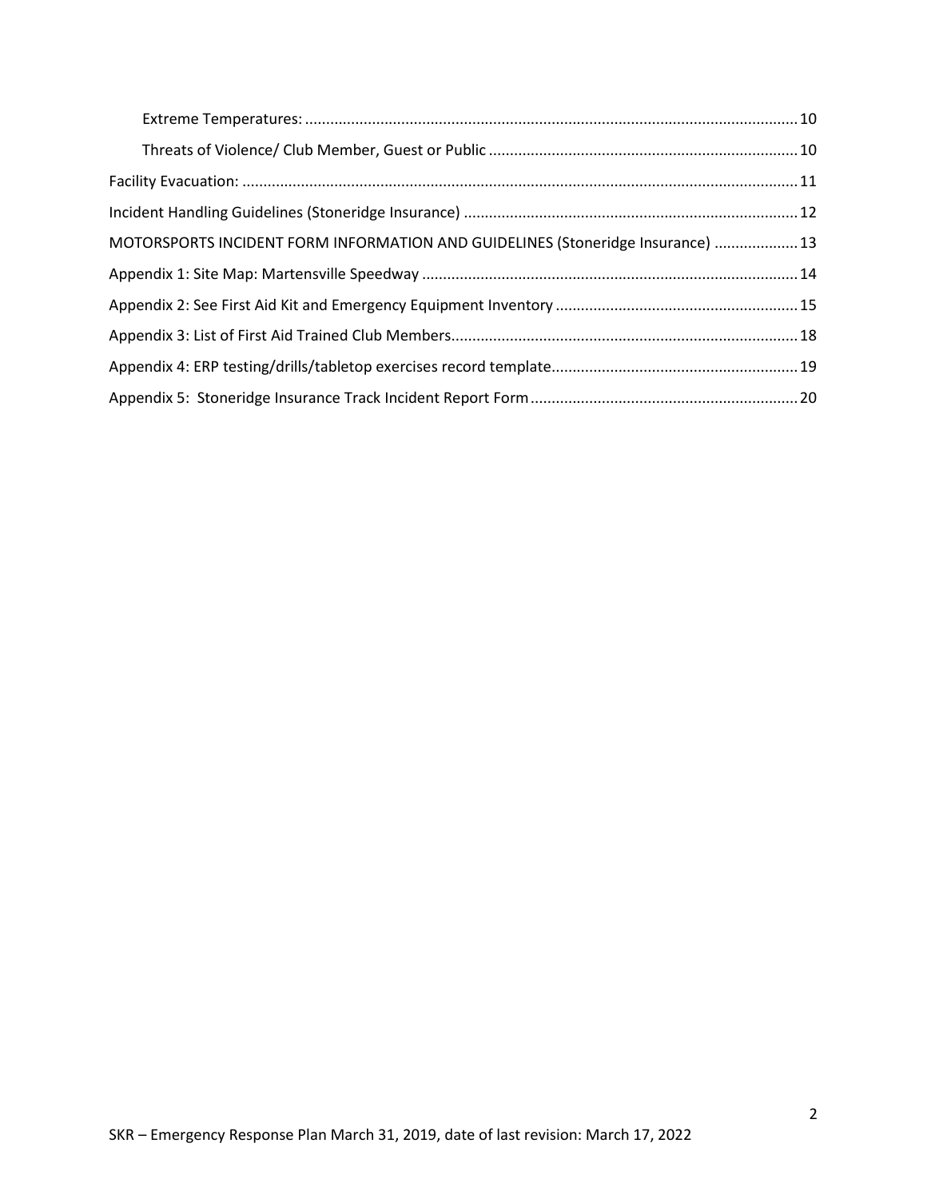Extreme Temperatures: .......... 10

Threats of Violence/ Club Member, Guest or Public .......... 10

Facility Evacuation: .......... 11

Incident Handling Guidelines (Stoneridge Insurance) .......... 12

MOTORSPORTS INCIDENT FORM INFORMATION AND GUIDELINES (Stoneridge Insurance) .......... 13

Appendix 1: Site Map: Martensville Speedway .......... 14

Appendix 2: See First Aid Kit and Emergency Equipment Inventory .......... 15

Appendix 3: List of First Aid Trained Club Members .......... 18

Appendix 4: ERP testing/drills/tabletop exercises record template .......... 19

Appendix 5: Stoneridge Insurance Track Incident Report Form .......... 20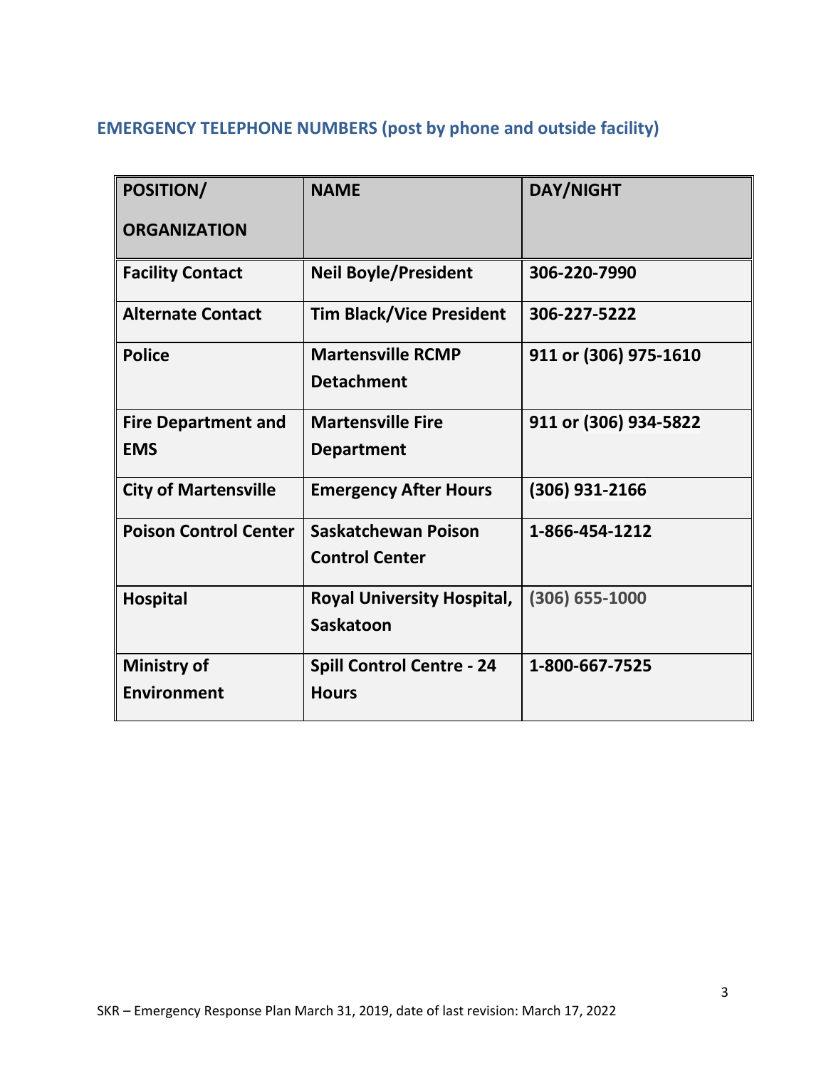## EMERGENCY TELEPHONE NUMBERS (post by phone and outside facility)

| POSITION/ ORGANIZATION | NAME | DAY/NIGHT |
|---|---|---|
| **Facility Contact** | **Neil Boyle/President** | **306-220-7990** |
| **Alternate Contact** | **Tim Black/Vice President** | **306-227-5222** |
| **Police** | **Martensville RCMP Detachment** | **911 or (306) 975-1610** |
| **Fire Department and EMS** | **Martensville Fire Department** | **911 or (306) 934-5822** |
| **City of Martensville** | **Emergency After Hours** | **(306) 931-2166** |
| **Poison Control Center** | **Saskatchewan Poison Control Center** | **1-866-454-1212** |
| **Hospital** | **Royal University Hospital, Saskatoon** | **(306) 655-1000** |
| **Ministry of Environment** | **Spill Control Centre - 24 Hours** | **1-800-667-7525** |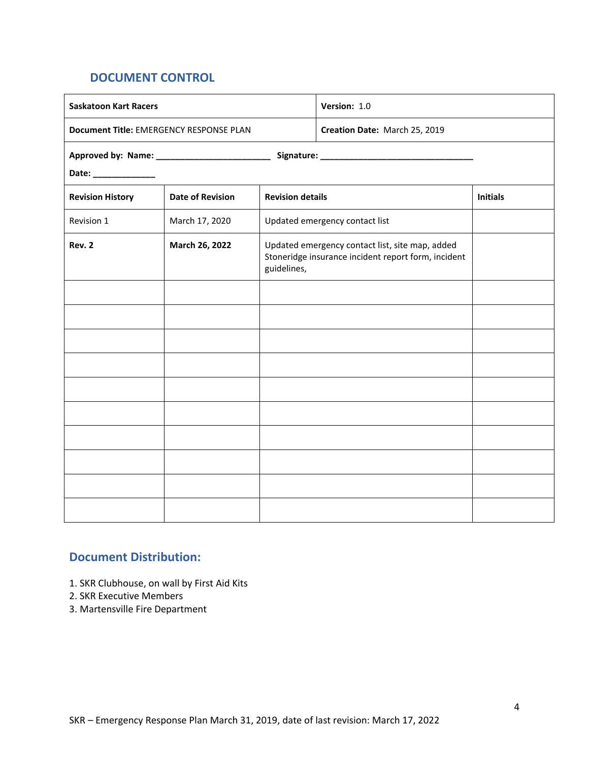## DOCUMENT CONTROL

| **Saskatoon Kart Racers** | | **Version:** 1.0 | |
|---|---|---|---|
| **Document Title:** EMERGENCY RESPONSE PLAN | | **Creation Date:** March 25, 2019 | |
| **Approved by: Name:** _______________________ **Signature:** _______________________________ **Date:** _____________ | | | |
| **Revision History** | **Date of Revision** | **Revision details** | **Initials** |
| Revision 1 | March 17, 2020 | Updated emergency contact list | |
| **Rev. 2** | **March 26, 2022** | Updated emergency contact list, site map, added Stoneridge insurance incident report form, incident guidelines, | |
| | | | |
| | | | |
| | | | |
| | | | |
| | | | |
| | | | |
| | | | |
| | | | |
| | | | |
| | | | |

## Document Distribution:

1. SKR Clubhouse, on wall by First Aid Kits
2. SKR Executive Members
3. Martensville Fire Department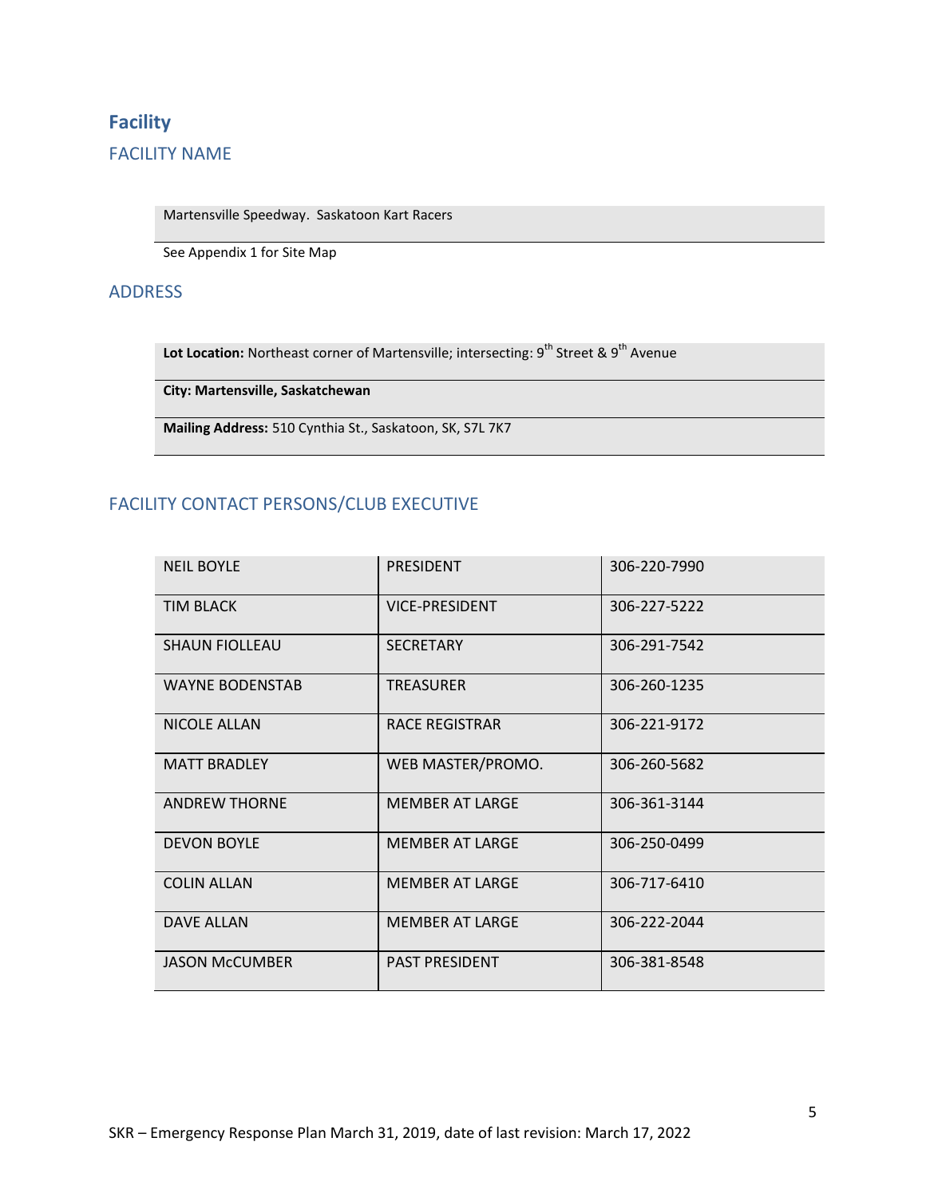## Facility

### FACILITY NAME

Martensville Speedway.  Saskatoon Kart Racers

See Appendix 1 for Site Map

### ADDRESS

**Lot Location:** Northeast corner of Martensville; intersecting: 9th Street & 9th Avenue

**City: Martensville, Saskatchewan**

**Mailing Address:** 510 Cynthia St., Saskatoon, SK, S7L 7K7

### FACILITY CONTACT PERSONS/CLUB EXECUTIVE

| | | |
|---|---|---|
| NEIL BOYLE | PRESIDENT | 306-220-7990 |
| TIM BLACK | VICE-PRESIDENT | 306-227-5222 |
| SHAUN FIOLLEAU | SECRETARY | 306-291-7542 |
| WAYNE BODENSTAB | TREASURER | 306-260-1235 |
| NICOLE ALLAN | RACE REGISTRAR | 306-221-9172 |
| MATT BRADLEY | WEB MASTER/PROMO. | 306-260-5682 |
| ANDREW THORNE | MEMBER AT LARGE | 306-361-3144 |
| DEVON BOYLE | MEMBER AT LARGE | 306-250-0499 |
| COLIN ALLAN | MEMBER AT LARGE | 306-717-6410 |
| DAVE ALLAN | MEMBER AT LARGE | 306-222-2044 |
| JASON McCUMBER | PAST PRESIDENT | 306-381-8548 |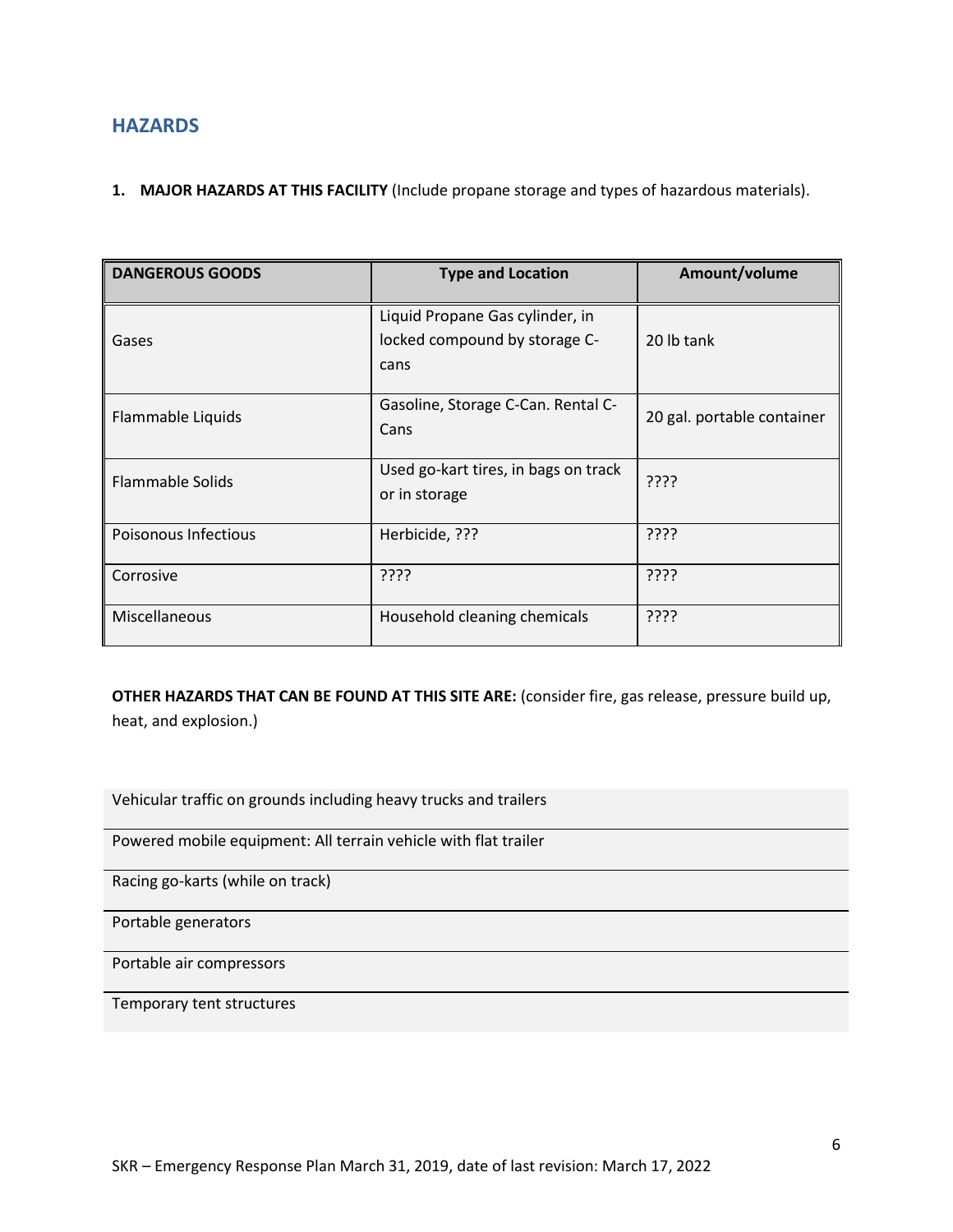## HAZARDS

1. **MAJOR HAZARDS AT THIS FACILITY** (Include propane storage and types of hazardous materials).

| DANGEROUS GOODS | Type and Location | Amount/volume |
|---|---|---|
| Gases | Liquid Propane Gas cylinder, in locked compound by storage C-cans | 20 lb tank |
| Flammable Liquids | Gasoline, Storage C-Can. Rental C-Cans | 20 gal. portable container |
| Flammable Solids | Used go-kart tires, in bags on track or in storage | ???? |
| Poisonous Infectious | Herbicide, ??? | ???? |
| Corrosive | ???? | ???? |
| Miscellaneous | Household cleaning chemicals | ???? |

**OTHER HAZARDS THAT CAN BE FOUND AT THIS SITE ARE:** (consider fire, gas release, pressure build up, heat, and explosion.)

- Vehicular traffic on grounds including heavy trucks and trailers
- Powered mobile equipment: All terrain vehicle with flat trailer
- Racing go-karts (while on track)
- Portable generators
- Portable air compressors
- Temporary tent structures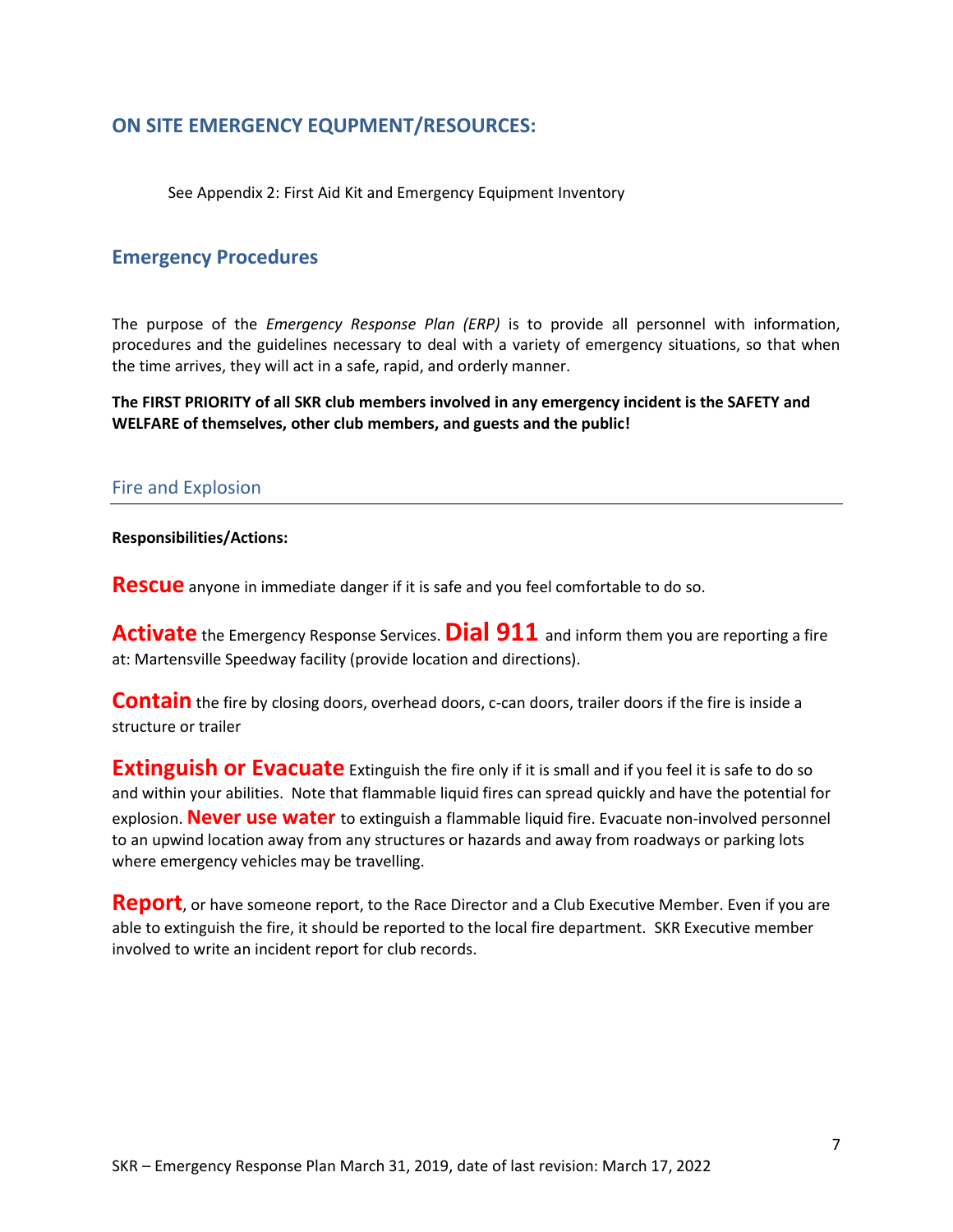## ON SITE EMERGENCY EQUPMENT/RESOURCES:

See Appendix 2: First Aid Kit and Emergency Equipment Inventory

## Emergency Procedures

The purpose of the *Emergency Response Plan (ERP)* is to provide all personnel with information, procedures and the guidelines necessary to deal with a variety of emergency situations, so that when the time arrives, they will act in a safe, rapid, and orderly manner.

**The FIRST PRIORITY of all SKR club members involved in any emergency incident is the SAFETY and WELFARE of themselves, other club members, and guests and the public!**

### Fire and Explosion

**Responsibilities/Actions:**

**Rescue** anyone in immediate danger if it is safe and you feel comfortable to do so.

**Activate** the Emergency Response Services. **Dial 911** and inform them you are reporting a fire at: Martensville Speedway facility (provide location and directions).

**Contain** the fire by closing doors, overhead doors, c-can doors, trailer doors if the fire is inside a structure or trailer

**Extinguish or Evacuate** Extinguish the fire only if it is small and if you feel it is safe to do so and within your abilities. Note that flammable liquid fires can spread quickly and have the potential for explosion. **Never use water** to extinguish a flammable liquid fire. Evacuate non-involved personnel to an upwind location away from any structures or hazards and away from roadways or parking lots where emergency vehicles may be travelling.

**Report**, or have someone report, to the Race Director and a Club Executive Member. Even if you are able to extinguish the fire, it should be reported to the local fire department. SKR Executive member involved to write an incident report for club records.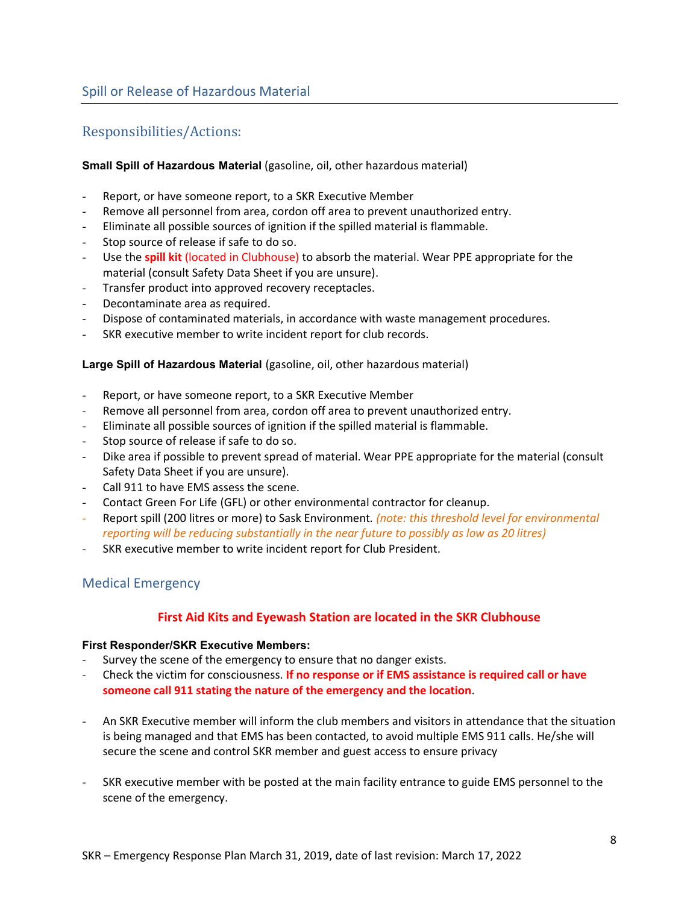## Spill or Release of Hazardous Material

### Responsibilities/Actions:

**Small Spill of Hazardous Material** (gasoline, oil, other hazardous material)

- Report, or have someone report, to a SKR Executive Member
- Remove all personnel from area, cordon off area to prevent unauthorized entry.
- Eliminate all possible sources of ignition if the spilled material is flammable.
- Stop source of release if safe to do so.
- Use the **spill kit** (located in Clubhouse) to absorb the material. Wear PPE appropriate for the material (consult Safety Data Sheet if you are unsure).
- Transfer product into approved recovery receptacles.
- Decontaminate area as required.
- Dispose of contaminated materials, in accordance with waste management procedures.
- SKR executive member to write incident report for club records.

**Large Spill of Hazardous Material** (gasoline, oil, other hazardous material)

- Report, or have someone report, to a SKR Executive Member
- Remove all personnel from area, cordon off area to prevent unauthorized entry.
- Eliminate all possible sources of ignition if the spilled material is flammable.
- Stop source of release if safe to do so.
- Dike area if possible to prevent spread of material. Wear PPE appropriate for the material (consult Safety Data Sheet if you are unsure).
- Call 911 to have EMS assess the scene.
- Contact Green For Life (GFL) or other environmental contractor for cleanup.
- Report spill (200 litres or more) to Sask Environment. *(note: this threshold level for environmental reporting will be reducing substantially in the near future to possibly as low as 20 litres)*
- SKR executive member to write incident report for Club President.

## Medical Emergency

**First Aid Kits and Eyewash Station are located in the SKR Clubhouse**

**First Responder/SKR Executive Members:**

- Survey the scene of the emergency to ensure that no danger exists.
- Check the victim for consciousness. **If no response or if EMS assistance is required call or have someone call 911 stating the nature of the emergency and the location**.
- An SKR Executive member will inform the club members and visitors in attendance that the situation is being managed and that EMS has been contacted, to avoid multiple EMS 911 calls. He/she will secure the scene and control SKR member and guest access to ensure privacy
- SKR executive member with be posted at the main facility entrance to guide EMS personnel to the scene of the emergency.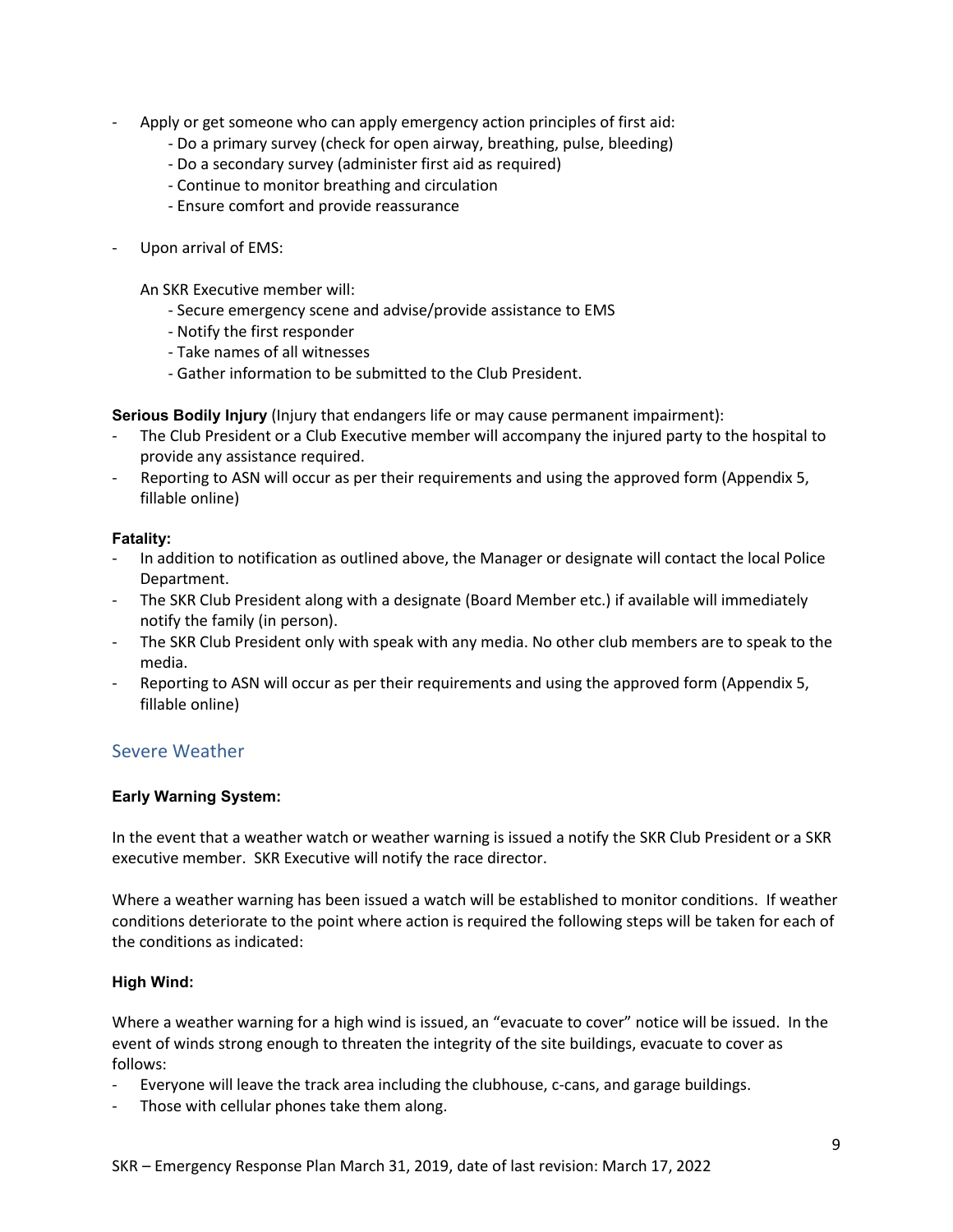- Apply or get someone who can apply emergency action principles of first aid:
    - Do a primary survey (check for open airway, breathing, pulse, bleeding)
    - Do a secondary survey (administer first aid as required)
    - Continue to monitor breathing and circulation
    - Ensure comfort and provide reassurance

- Upon arrival of EMS:

  An SKR Executive member will:
    - Secure emergency scene and advise/provide assistance to EMS
    - Notify the first responder
    - Take names of all witnesses
    - Gather information to be submitted to the Club President.

**Serious Bodily Injury** (Injury that endangers life or may cause permanent impairment):

- The Club President or a Club Executive member will accompany the injured party to the hospital to provide any assistance required.
- Reporting to ASN will occur as per their requirements and using the approved form (Appendix 5, fillable online)

**Fatality:**

- In addition to notification as outlined above, the Manager or designate will contact the local Police Department.
- The SKR Club President along with a designate (Board Member etc.) if available will immediately notify the family (in person).
- The SKR Club President only with speak with any media. No other club members are to speak to the media.
- Reporting to ASN will occur as per their requirements and using the approved form (Appendix 5, fillable online)

## Severe Weather

**Early Warning System:**

In the event that a weather watch or weather warning is issued a notify the SKR Club President or a SKR executive member. SKR Executive will notify the race director.

Where a weather warning has been issued a watch will be established to monitor conditions. If weather conditions deteriorate to the point where action is required the following steps will be taken for each of the conditions as indicated:

**High Wind:**

Where a weather warning for a high wind is issued, an "evacuate to cover" notice will be issued. In the event of winds strong enough to threaten the integrity of the site buildings, evacuate to cover as follows:

- Everyone will leave the track area including the clubhouse, c-cans, and garage buildings.
- Those with cellular phones take them along.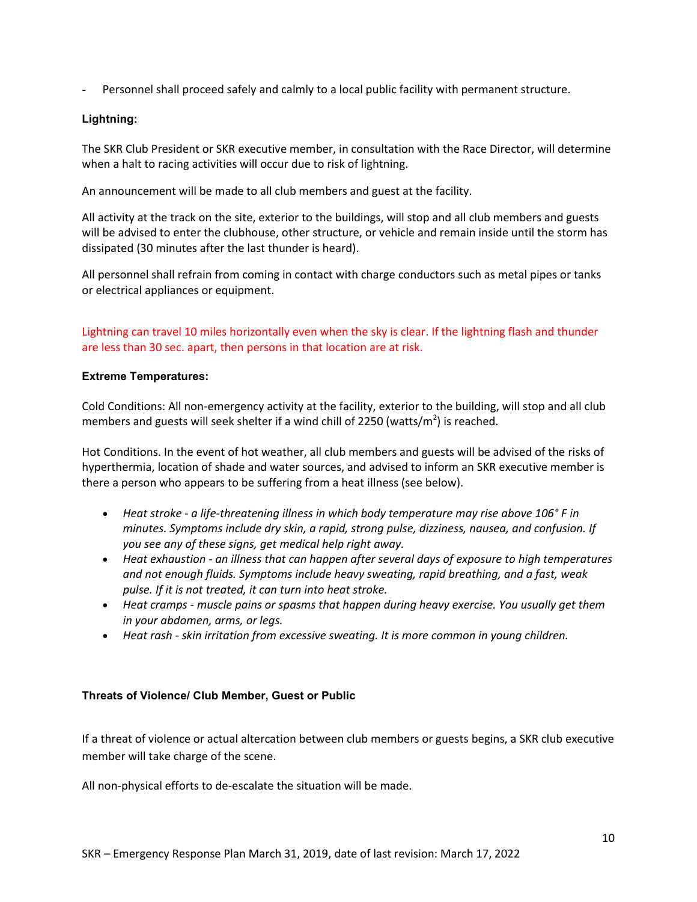- Personnel shall proceed safely and calmly to a local public facility with permanent structure.

**Lightning:**

The SKR Club President or SKR executive member, in consultation with the Race Director, will determine when a halt to racing activities will occur due to risk of lightning.

An announcement will be made to all club members and guest at the facility.

All activity at the track on the site, exterior to the buildings, will stop and all club members and guests will be advised to enter the clubhouse, other structure, or vehicle and remain inside until the storm has dissipated (30 minutes after the last thunder is heard).

All personnel shall refrain from coming in contact with charge conductors such as metal pipes or tanks or electrical appliances or equipment.

Lightning can travel 10 miles horizontally even when the sky is clear. If the lightning flash and thunder are less than 30 sec. apart, then persons in that location are at risk.

**Extreme Temperatures:**

Cold Conditions: All non-emergency activity at the facility, exterior to the building, will stop and all club members and guests will seek shelter if a wind chill of 2250 (watts/$m^2$) is reached.

Hot Conditions. In the event of hot weather, all club members and guests will be advised of the risks of hyperthermia, location of shade and water sources, and advised to inform an SKR executive member is there a person who appears to be suffering from a heat illness (see below).

- *Heat stroke - a life-threatening illness in which body temperature may rise above 106° F in minutes. Symptoms include dry skin, a rapid, strong pulse, dizziness, nausea, and confusion. If you see any of these signs, get medical help right away.*
- *Heat exhaustion - an illness that can happen after several days of exposure to high temperatures and not enough fluids. Symptoms include heavy sweating, rapid breathing, and a fast, weak pulse. If it is not treated, it can turn into heat stroke.*
- *Heat cramps - muscle pains or spasms that happen during heavy exercise. You usually get them in your abdomen, arms, or legs.*
- *Heat rash - skin irritation from excessive sweating. It is more common in young children.*

**Threats of Violence/ Club Member, Guest or Public**

If a threat of violence or actual altercation between club members or guests begins, a SKR club executive member will take charge of the scene.

All non-physical efforts to de-escalate the situation will be made.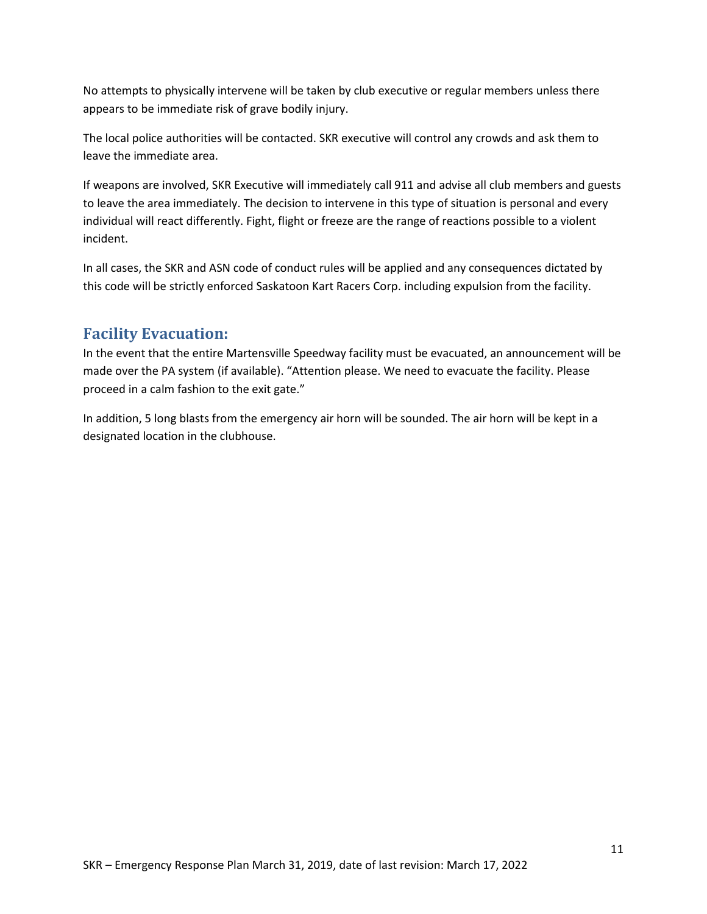No attempts to physically intervene will be taken by club executive or regular members unless there appears to be immediate risk of grave bodily injury.

The local police authorities will be contacted. SKR executive will control any crowds and ask them to leave the immediate area.

If weapons are involved, SKR Executive will immediately call 911 and advise all club members and guests to leave the area immediately. The decision to intervene in this type of situation is personal and every individual will react differently. Fight, flight or freeze are the range of reactions possible to a violent incident.

In all cases, the SKR and ASN code of conduct rules will be applied and any consequences dictated by this code will be strictly enforced Saskatoon Kart Racers Corp. including expulsion from the facility.

## Facility Evacuation:

In the event that the entire Martensville Speedway facility must be evacuated, an announcement will be made over the PA system (if available). "Attention please. We need to evacuate the facility. Please proceed in a calm fashion to the exit gate."

In addition, 5 long blasts from the emergency air horn will be sounded. The air horn will be kept in a designated location in the clubhouse.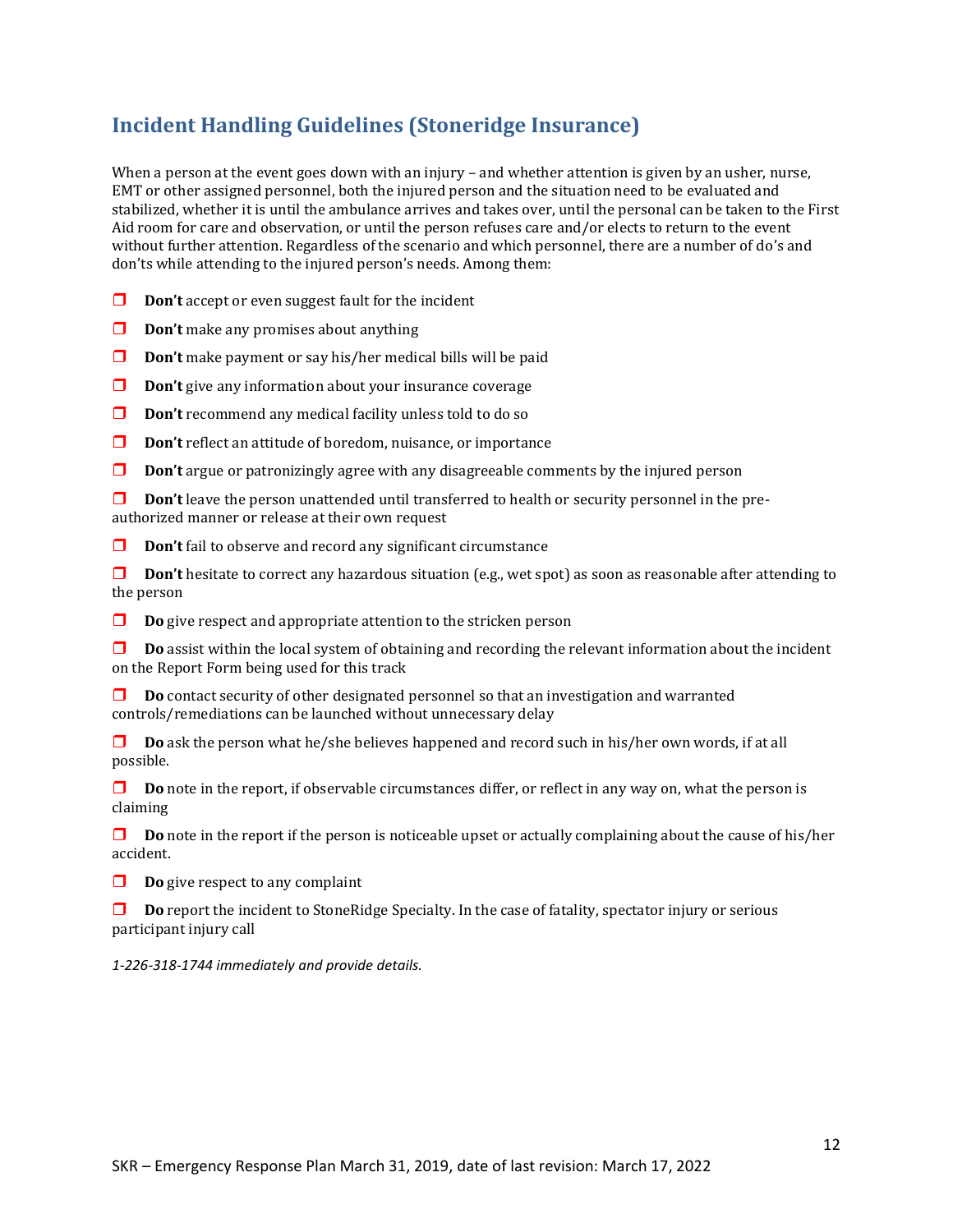## Incident Handling Guidelines (Stoneridge Insurance)

When a person at the event goes down with an injury – and whether attention is given by an usher, nurse, EMT or other assigned personnel, both the injured person and the situation need to be evaluated and stabilized, whether it is until the ambulance arrives and takes over, until the personal can be taken to the First Aid room for care and observation, or until the person refuses care and/or elects to return to the event without further attention. Regardless of the scenario and which personnel, there are a number of do's and don'ts while attending to the injured person's needs. Among them:

- **Don't** accept or even suggest fault for the incident
- **Don't** make any promises about anything
- **Don't** make payment or say his/her medical bills will be paid
- **Don't** give any information about your insurance coverage
- **Don't** recommend any medical facility unless told to do so
- **Don't** reflect an attitude of boredom, nuisance, or importance
- **Don't** argue or patronizingly agree with any disagreeable comments by the injured person
- **Don't** leave the person unattended until transferred to health or security personnel in the pre-authorized manner or release at their own request
- **Don't** fail to observe and record any significant circumstance
- **Don't** hesitate to correct any hazardous situation (e.g., wet spot) as soon as reasonable after attending to the person
- **Do** give respect and appropriate attention to the stricken person
- **Do** assist within the local system of obtaining and recording the relevant information about the incident on the Report Form being used for this track
- **Do** contact security of other designated personnel so that an investigation and warranted controls/remediations can be launched without unnecessary delay
- **Do** ask the person what he/she believes happened and record such in his/her own words, if at all possible.
- **Do** note in the report, if observable circumstances differ, or reflect in any way on, what the person is claiming
- **Do** note in the report if the person is noticeable upset or actually complaining about the cause of his/her accident.
- **Do** give respect to any complaint
- **Do** report the incident to StoneRidge Specialty. In the case of fatality, spectator injury or serious participant injury call

*1-226-318-1744 immediately and provide details.*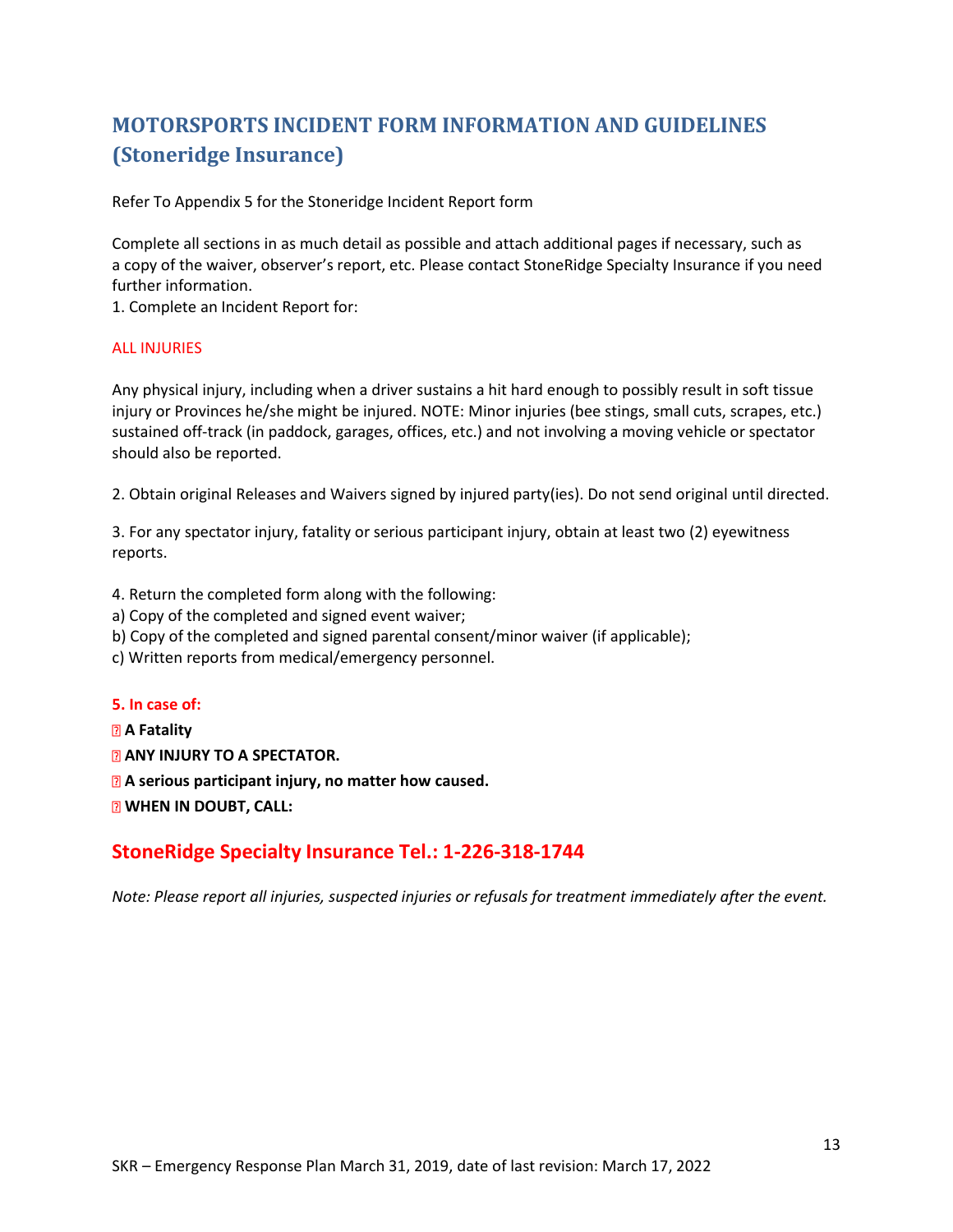## MOTORSPORTS INCIDENT FORM INFORMATION AND GUIDELINES (Stoneridge Insurance)

Refer To Appendix 5 for the Stoneridge Incident Report form

Complete all sections in as much detail as possible and attach additional pages if necessary, such as a copy of the waiver, observer's report, etc. Please contact StoneRidge Specialty Insurance if you need further information.

1. Complete an Incident Report for:

ALL INJURIES

Any physical injury, including when a driver sustains a hit hard enough to possibly result in soft tissue injury or Provinces he/she might be injured. NOTE: Minor injuries (bee stings, small cuts, scrapes, etc.) sustained off-track (in paddock, garages, offices, etc.) and not involving a moving vehicle or spectator should also be reported.

2. Obtain original Releases and Waivers signed by injured party(ies). Do not send original until directed.

3. For any spectator injury, fatality or serious participant injury, obtain at least two (2) eyewitness reports.

4. Return the completed form along with the following:
a) Copy of the completed and signed event waiver;
b) Copy of the completed and signed parental consent/minor waiver (if applicable);
c) Written reports from medical/emergency personnel.

**5. In case of:**

- **A Fatality**
- **ANY INJURY TO A SPECTATOR.**
- **A serious participant injury, no matter how caused.**
- **WHEN IN DOUBT, CALL:**

## StoneRidge Specialty Insurance Tel.: 1-226-318-1744

*Note: Please report all injuries, suspected injuries or refusals for treatment immediately after the event.*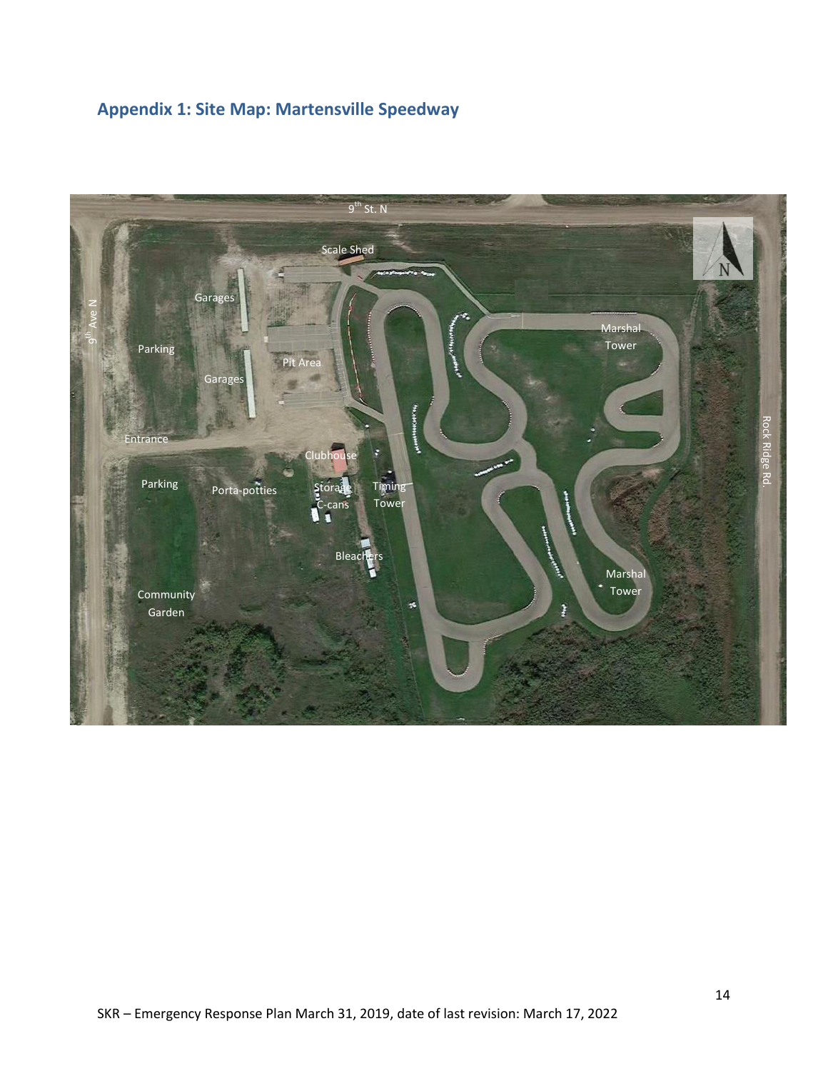## Appendix 1: Site Map: Martensville Speedway

9th St. N

Scale Shed

Garages

9th Ave N

Parking

Pit Area

Garages

Marshal Tower

Entrance

Clubhouse

Parking

Porta-potties

Storage C-cans

Timing Tower

Rock Ridge Rd.

Bleachers

Marshal Tower

Community Garden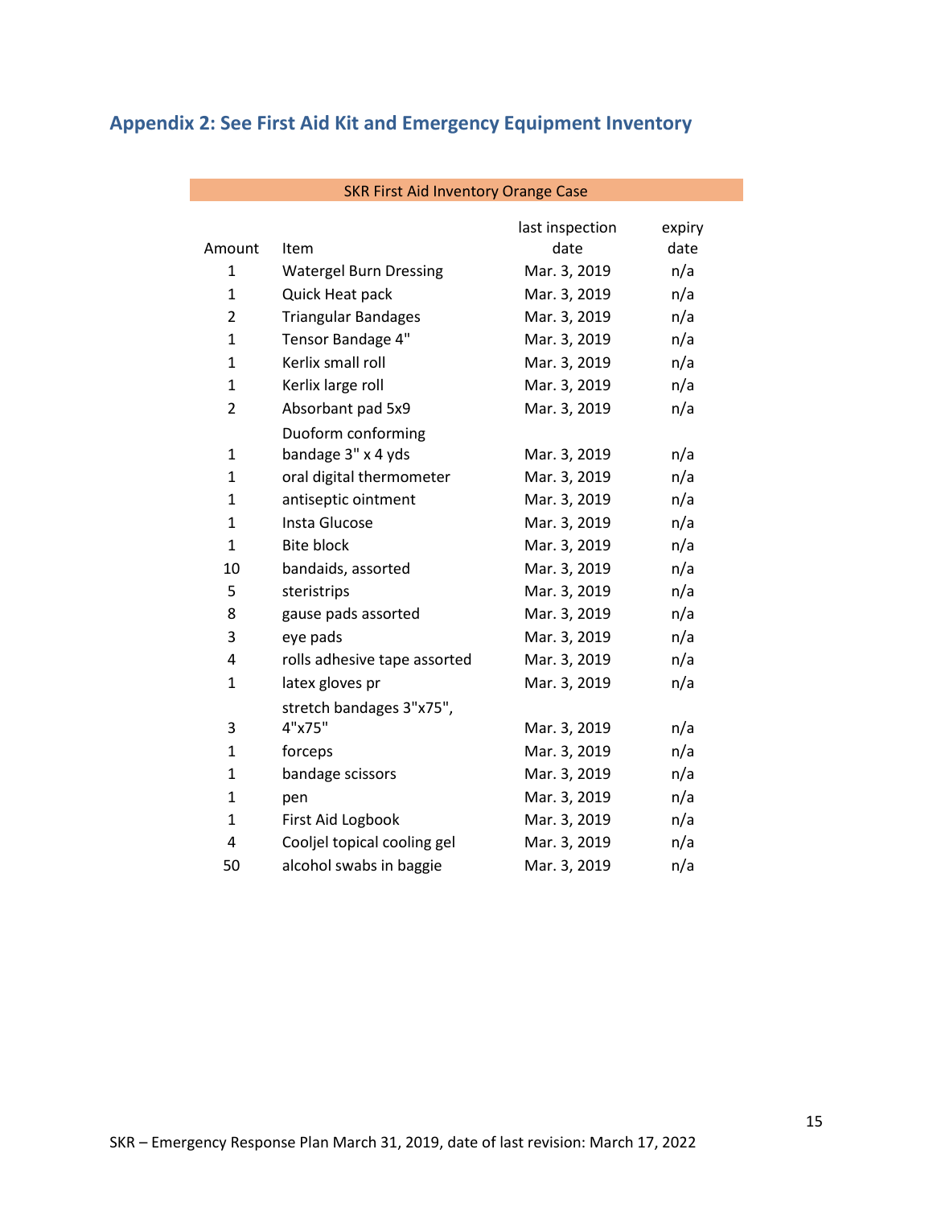## Appendix 2: See First Aid Kit and Emergency Equipment Inventory

| SKR First Aid Inventory Orange Case | | | |
|---|---|---|---|
| Amount | Item | last inspection date | expiry date |
| 1 | Watergel Burn Dressing | Mar. 3, 2019 | n/a |
| 1 | Quick Heat pack | Mar. 3, 2019 | n/a |
| 2 | Triangular Bandages | Mar. 3, 2019 | n/a |
| 1 | Tensor Bandage 4" | Mar. 3, 2019 | n/a |
| 1 | Kerlix small roll | Mar. 3, 2019 | n/a |
| 1 | Kerlix large roll | Mar. 3, 2019 | n/a |
| 2 | Absorbant pad 5x9 | Mar. 3, 2019 | n/a |
| 1 | Duoform conforming bandage 3" x 4 yds | Mar. 3, 2019 | n/a |
| 1 | oral digital thermometer | Mar. 3, 2019 | n/a |
| 1 | antiseptic ointment | Mar. 3, 2019 | n/a |
| 1 | Insta Glucose | Mar. 3, 2019 | n/a |
| 1 | Bite block | Mar. 3, 2019 | n/a |
| 10 | bandaids, assorted | Mar. 3, 2019 | n/a |
| 5 | steristrips | Mar. 3, 2019 | n/a |
| 8 | gause pads assorted | Mar. 3, 2019 | n/a |
| 3 | eye pads | Mar. 3, 2019 | n/a |
| 4 | rolls adhesive tape assorted | Mar. 3, 2019 | n/a |
| 1 | latex gloves pr | Mar. 3, 2019 | n/a |
| 3 | stretch bandages 3"x75", 4"x75" | Mar. 3, 2019 | n/a |
| 1 | forceps | Mar. 3, 2019 | n/a |
| 1 | bandage scissors | Mar. 3, 2019 | n/a |
| 1 | pen | Mar. 3, 2019 | n/a |
| 1 | First Aid Logbook | Mar. 3, 2019 | n/a |
| 4 | Cooljel topical cooling gel | Mar. 3, 2019 | n/a |
| 50 | alcohol swabs in baggie | Mar. 3, 2019 | n/a |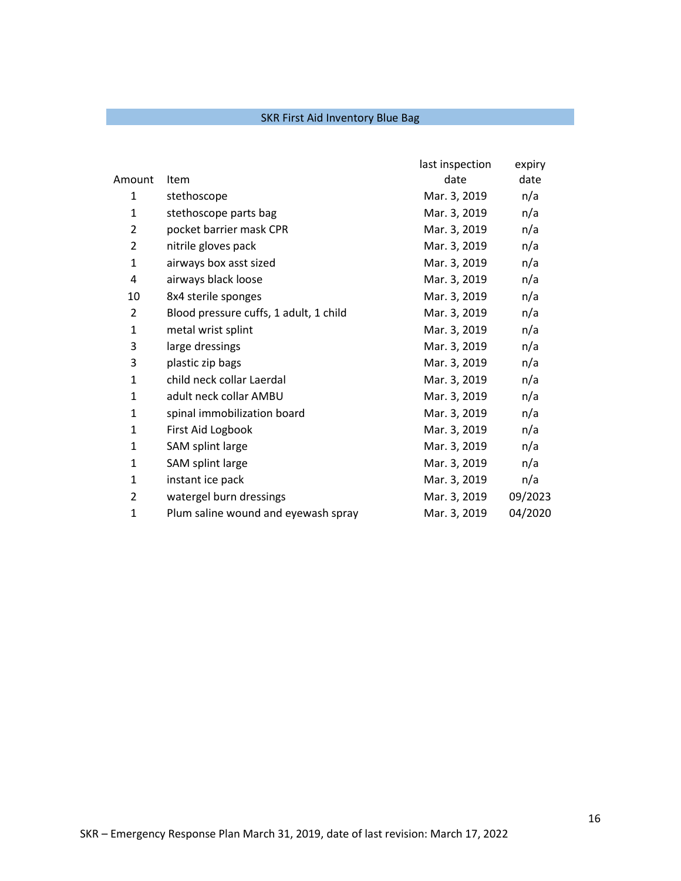## SKR First Aid Inventory Blue Bag

| Amount | Item | last inspection date | expiry date |
|---|---|---|---|
| 1 | stethoscope | Mar. 3, 2019 | n/a |
| 1 | stethoscope parts bag | Mar. 3, 2019 | n/a |
| 2 | pocket barrier mask CPR | Mar. 3, 2019 | n/a |
| 2 | nitrile gloves pack | Mar. 3, 2019 | n/a |
| 1 | airways box asst sized | Mar. 3, 2019 | n/a |
| 4 | airways black loose | Mar. 3, 2019 | n/a |
| 10 | 8x4 sterile sponges | Mar. 3, 2019 | n/a |
| 2 | Blood pressure cuffs, 1 adult, 1 child | Mar. 3, 2019 | n/a |
| 1 | metal wrist splint | Mar. 3, 2019 | n/a |
| 3 | large dressings | Mar. 3, 2019 | n/a |
| 3 | plastic zip bags | Mar. 3, 2019 | n/a |
| 1 | child neck collar Laerdal | Mar. 3, 2019 | n/a |
| 1 | adult neck collar AMBU | Mar. 3, 2019 | n/a |
| 1 | spinal immobilization board | Mar. 3, 2019 | n/a |
| 1 | First Aid Logbook | Mar. 3, 2019 | n/a |
| 1 | SAM splint large | Mar. 3, 2019 | n/a |
| 1 | SAM splint large | Mar. 3, 2019 | n/a |
| 1 | instant ice pack | Mar. 3, 2019 | n/a |
| 2 | watergel burn dressings | Mar. 3, 2019 | 09/2023 |
| 1 | Plum saline wound and eyewash spray | Mar. 3, 2019 | 04/2020 |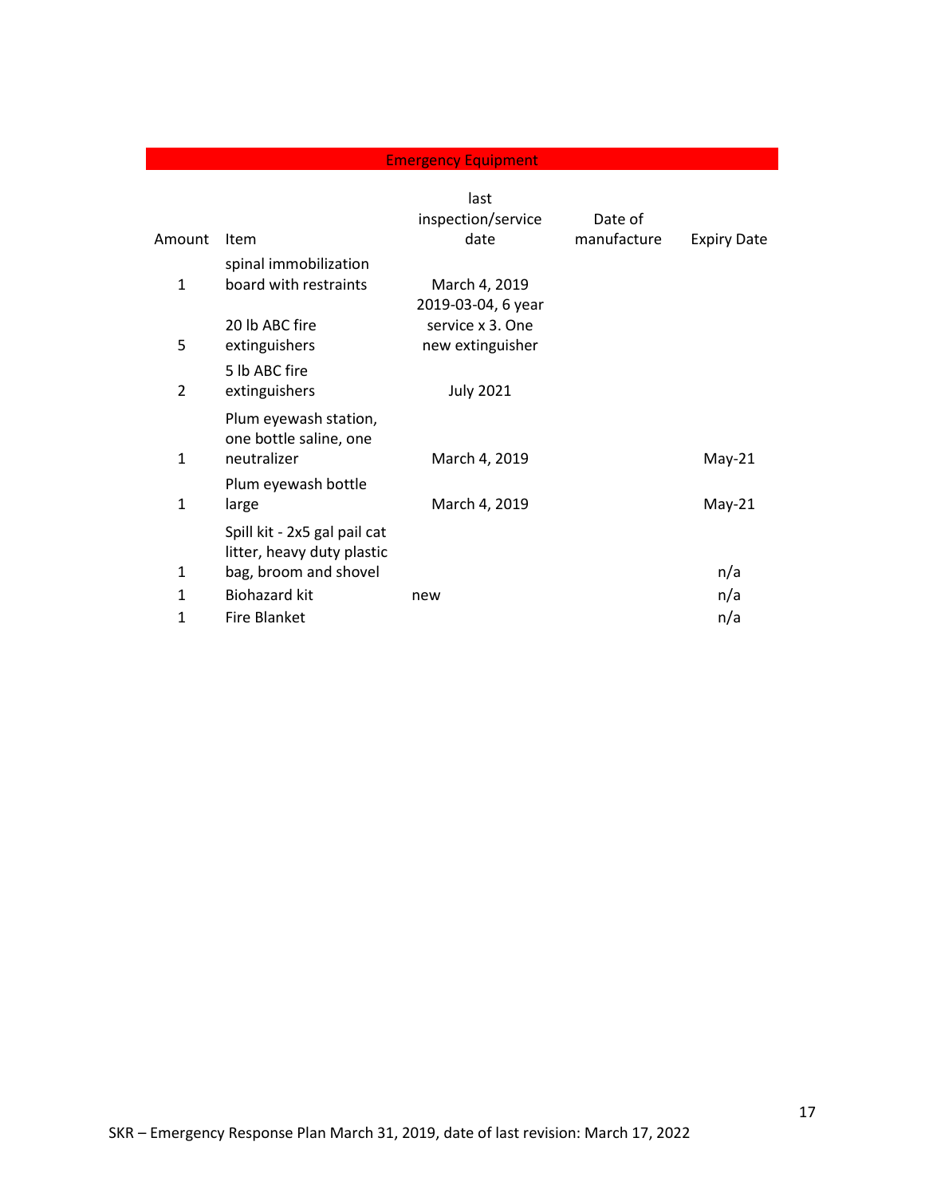## Emergency Equipment

| Amount | Item | last inspection/service date | Date of manufacture | Expiry Date |
|---|---|---|---|---|
| 1 | spinal immobilization board with restraints | March 4, 2019 | | |
| 5 | 20 lb ABC fire extinguishers | 2019-03-04, 6 year service x 3. One new extinguisher | | |
| 2 | 5 lb ABC fire extinguishers | July 2021 | | |
| 1 | Plum eyewash station, one bottle saline, one neutralizer | March 4, 2019 | | May-21 |
| 1 | Plum eyewash bottle large | March 4, 2019 | | May-21 |
| 1 | Spill kit - 2x5 gal pail cat litter, heavy duty plastic bag, broom and shovel | | | n/a |
| 1 | Biohazard kit | new | | n/a |
| 1 | Fire Blanket | | | n/a |

SKR – Emergency Response Plan March 31, 2019, date of last revision: March 17, 2022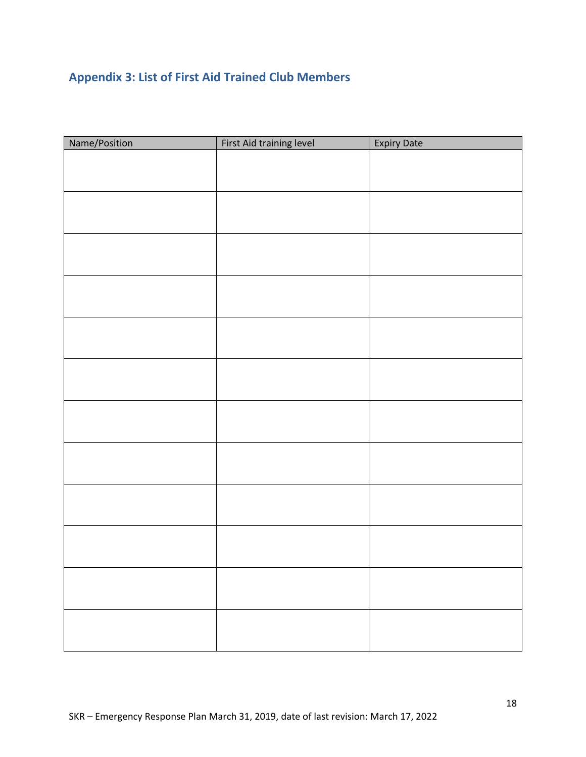## Appendix 3: List of First Aid Trained Club Members

| Name/Position | First Aid training level | Expiry Date |
| --- | --- | --- |
| | | |
| | | |
| | | |
| | | |
| | | |
| | | |
| | | |
| | | |
| | | |
| | | |
| | | |
| | | |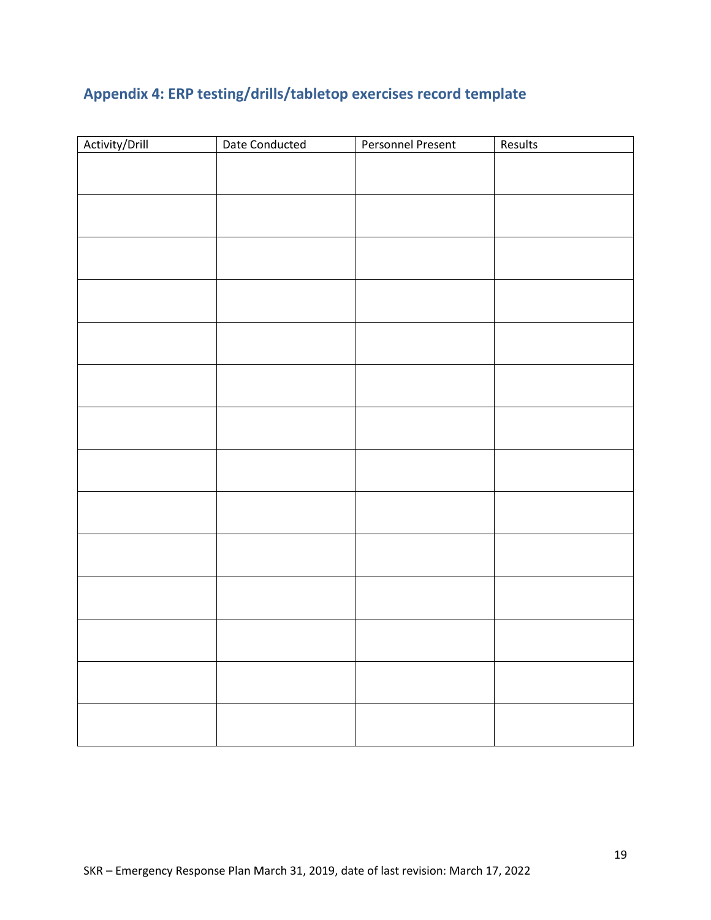## Appendix 4: ERP testing/drills/tabletop exercises record template

| Activity/Drill | Date Conducted | Personnel Present | Results |
|---|---|---|---|
| | | | |
| | | | |
| | | | |
| | | | |
| | | | |
| | | | |
| | | | |
| | | | |
| | | | |
| | | | |
| | | | |
| | | | |
| | | | |
| | | | |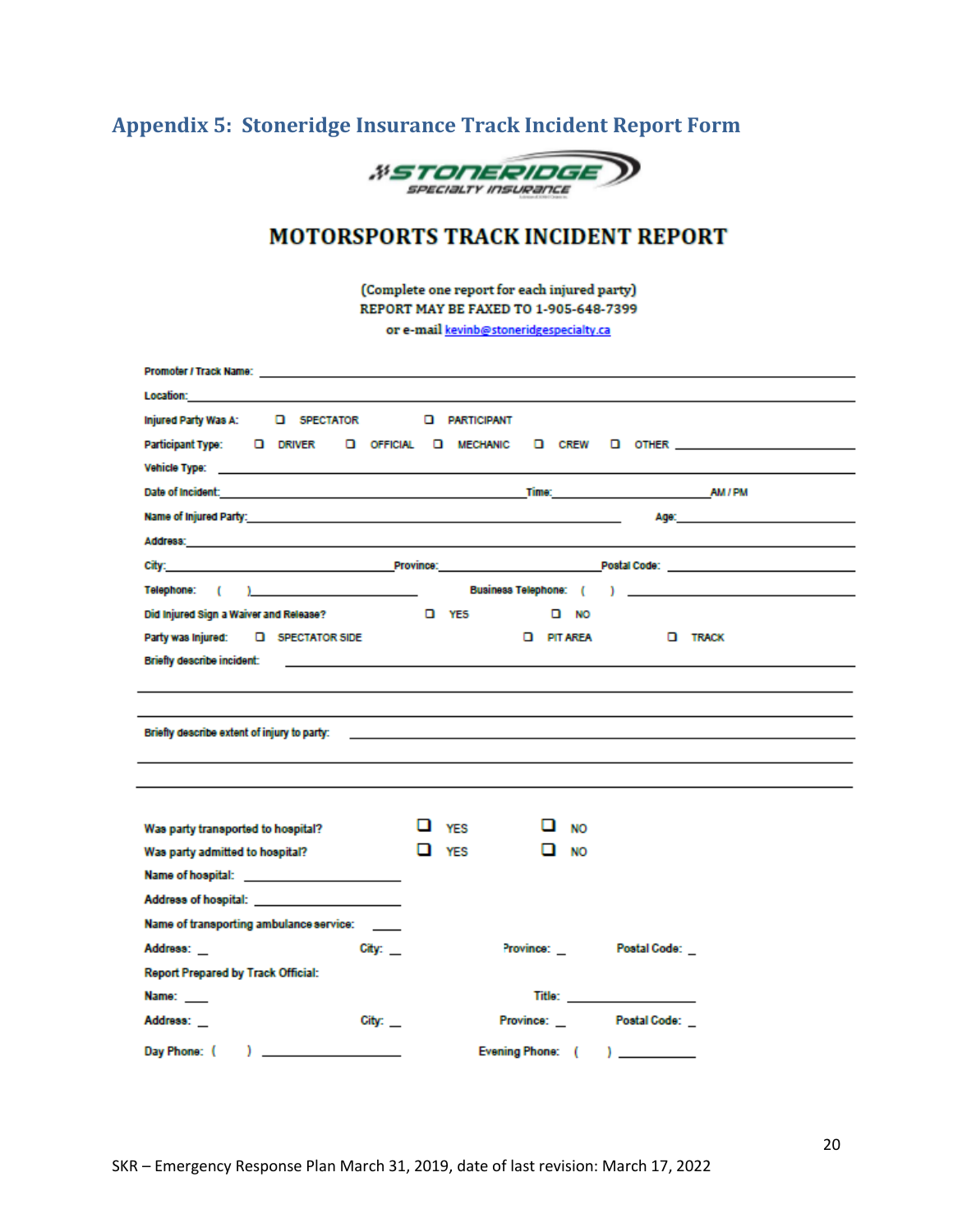## Appendix 5: Stoneridge Insurance Track Incident Report Form

STONERIDGE
SPECIALTY INSURANCE

# MOTORSPORTS TRACK INCIDENT REPORT

(Complete one report for each injured party)
REPORT MAY BE FAXED TO 1-905-648-7399
or e-mail kevinb@stoneridgespecialty.ca

Promoter / Track Name: ____________________

Location: ____________________

Injured Party Was A: ☐ SPECTATOR ☐ PARTICIPANT

Participant Type: ☐ DRIVER ☐ OFFICIAL ☐ MECHANIC ☐ CREW ☐ OTHER ____________

Vehicle Type: ____________________

Date of Incident: ____________________ Time: ____________ AM / PM

Name of Injured Party: ____________________ Age: ________

Address: ____________________

City: ____________ Province: ____________ Postal Code: ____________

Telephone: ( ) ____________ Business Telephone: ( ) ____________

Did Injured Sign a Waiver and Release? ☐ YES ☐ NO

Party was Injured: ☐ SPECTATOR SIDE ☐ PIT AREA ☐ TRACK

Briefly describe incident: ____________________

____________________

____________________

Briefly describe extent of injury to party: ____________________

____________________

____________________

Was party transported to hospital? ☐ YES ☐ NO

Was party admitted to hospital? ☐ YES ☐ NO

Name of hospital: ____________

Address of hospital: ____________

Name of transporting ambulance service: ____

Address: _ City: _ Province: _ Postal Code: _

Report Prepared by Track Official:

Name: ___ Title: ____________

Address: _ City: _ Province: _ Postal Code: _

Day Phone: ( ) ____________ Evening Phone: ( ) ____________

SKR – Emergency Response Plan March 31, 2019, date of last revision: March 17, 2022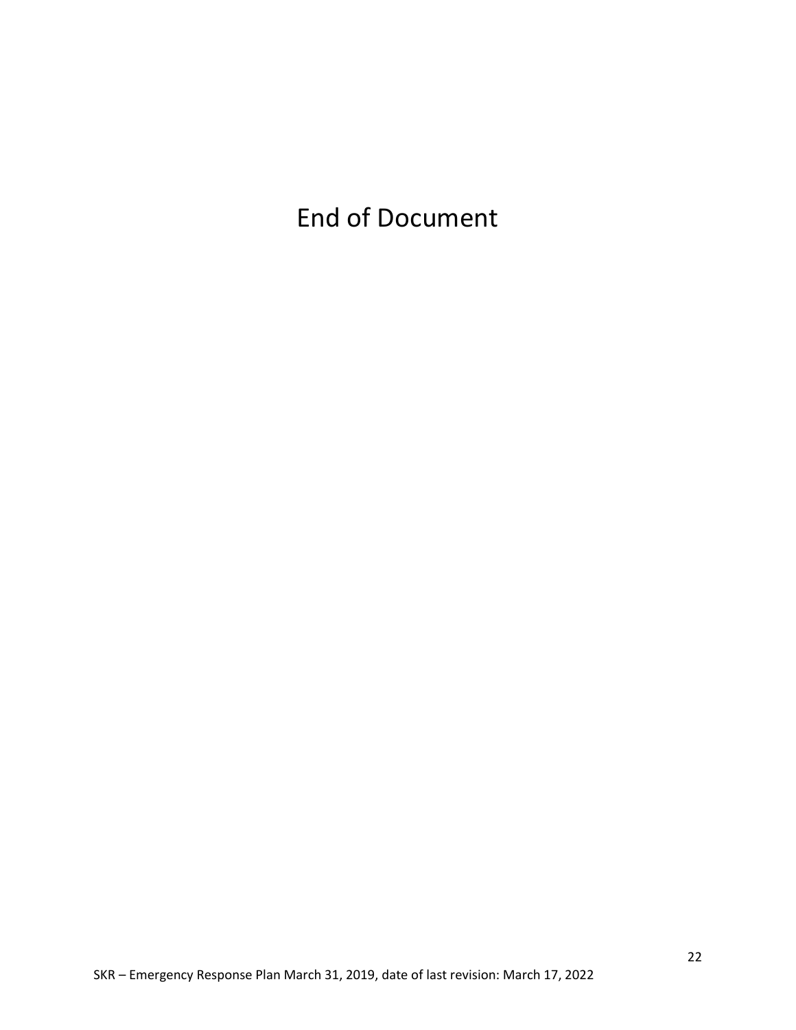End of Document